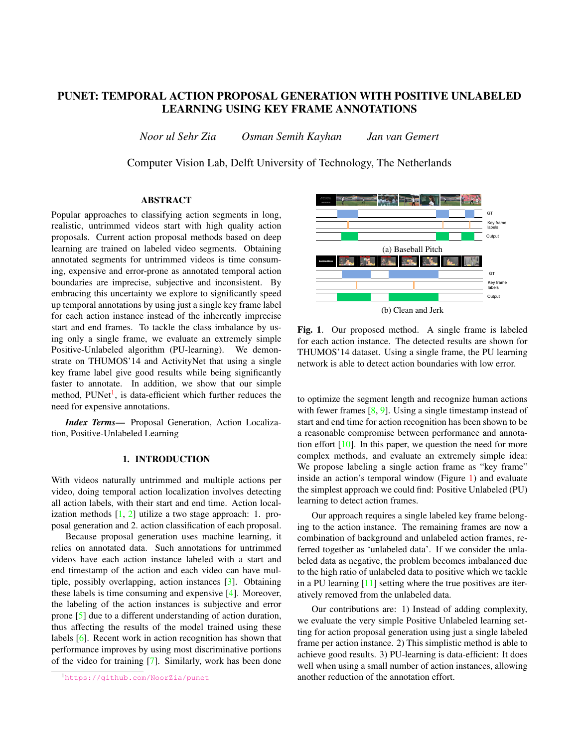# PUNET: TEMPORAL ACTION PROPOSAL GENERATION WITH POSITIVE UNLABELED LEARNING USING KEY FRAME ANNOTATIONS

*Noor ul Sehr Zia*   *Osman Semih Kayhan*   *Jan van Gemert*

Computer Vision Lab, Delft University of Technology, The Netherlands

## ABSTRACT

Popular approaches to classifying action segments in long, realistic, untrimmed videos start with high quality action proposals. Current action proposal methods based on deep learning are trained on labeled video segments. Obtaining annotated segments for untrimmed videos is time consuming, expensive and error-prone as annotated temporal action boundaries are imprecise, subjective and inconsistent. By embracing this uncertainty we explore to significantly speed up temporal annotations by using just a single key frame label for each action instance instead of the inherently imprecise start and end frames. To tackle the class imbalance by using only a single frame, we evaluate an extremely simple Positive-Unlabeled algorithm (PU-learning). We demonstrate on THUMOS'14 and ActivityNet that using a single key frame label give good results while being significantly faster to annotate. In addition, we show that our simple method, PUNet[1], is data-efficient which further reduces the need for expensive annotations.

***Index Terms—*** Proposal Generation, Action Localization, Positive-Unlabeled Learning

## 1. INTRODUCTION

With videos naturally untrimmed and multiple actions per video, doing temporal action localization involves detecting all action labels, with their start and end time. Action localization methods [1, 2] utilize a two stage approach: 1. proposal generation and 2. action classification of each proposal.

Because proposal generation uses machine learning, it relies on annotated data. Such annotations for untrimmed videos have each action instance labeled with a start and end timestamp of the action and each video can have multiple, possibly overlapping, action instances [3]. Obtaining these labels is time consuming and expensive [4]. Moreover, the labeling of the action instances is subjective and error prone [5] due to a different understanding of action duration, thus affecting the results of the model trained using these labels [6]. Recent work in action recognition has shown that performance improves by using most discriminative portions of the video for training [7]. Similarly, work has been done to optimize the segment length and recognize human actions with fewer frames [8, 9]. Using a single timestamp instead of start and end time for action recognition has been shown to be a reasonable compromise between performance and annotation effort [10]. In this paper, we question the need for more complex methods, and evaluate an extremely simple idea: We propose labeling a single action frame as "key frame" inside an action's temporal window (Figure 1) and evaluate the simplest approach we could find: Positive Unlabeled (PU) learning to detect action frames.

(a) Baseball Pitch

(b) Clean and Jerk

**Fig. 1**. Our proposed method. A single frame is labeled for each action instance. The detected results are shown for THUMOS'14 dataset. Using a single frame, the PU learning network is able to detect action boundaries with low error.

Our approach requires a single labeled key frame belonging to the action instance. The remaining frames are now a combination of background and unlabeled action frames, referred together as 'unlabeled data'. If we consider the unlabeled data as negative, the problem becomes imbalanced due to the high ratio of unlabeled data to positive which we tackle in a PU learning [11] setting where the true positives are iteratively removed from the unlabeled data.

Our contributions are: 1) Instead of adding complexity, we evaluate the very simple Positive Unlabeled learning setting for action proposal generation using just a single labeled frame per action instance. 2) This simplistic method is able to achieve good results. 3) PU-learning is data-efficient: It does well when using a small number of action instances, allowing another reduction of the annotation effort.

[1] https://github.com/NoorZia/punet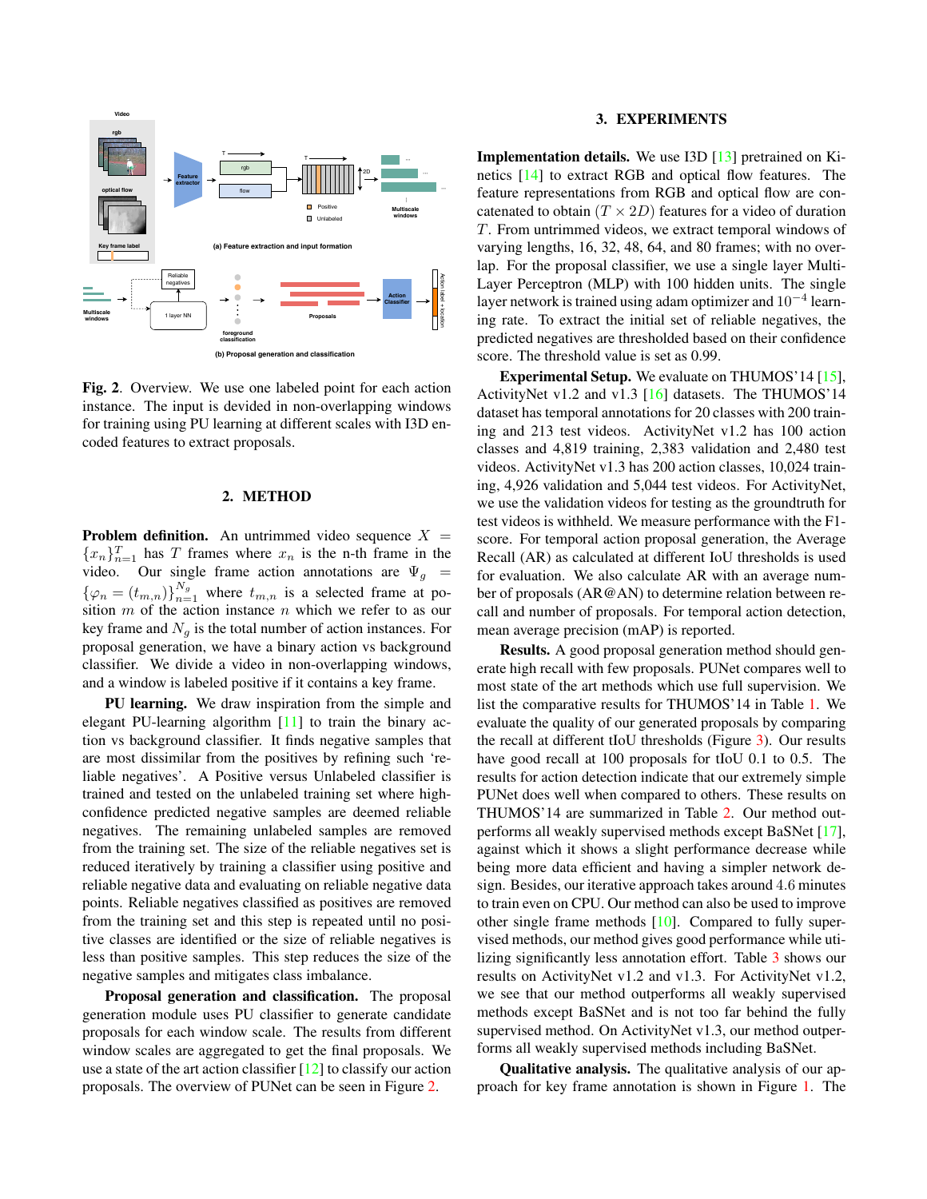Fig. 2. Overview. We use one labeled point for each action instance. The input is devided in non-overlapping windows for training using PU learning at different scales with I3D encoded features to extract proposals.

## 2. METHOD

**Problem definition.** An untrimmed video sequence $X = \{x_n\}_{n=1}^{T}$ has $T$ frames where $x_n$ is the n-th frame in the video. Our single frame action annotations are $\Psi_g = \{\varphi_n = (t_{m,n})\}_{n=1}^{N_g}$ where $t_{m,n}$ is a selected frame at position $m$ of the action instance $n$ which we refer to as our key frame and $N_g$ is the total number of action instances. For proposal generation, we have a binary action vs background classifier. We divide a video in non-overlapping windows, and a window is labeled positive if it contains a key frame.

**PU learning.** We draw inspiration from the simple and elegant PU-learning algorithm [11] to train the binary action vs background classifier. It finds negative samples that are most dissimilar from the positives by refining such 'reliable negatives'. A Positive versus Unlabeled classifier is trained and tested on the unlabeled training set where high-confidence predicted negative samples are deemed reliable negatives. The remaining unlabeled samples are removed from the training set. The size of the reliable negatives set is reduced iteratively by training a classifier using positive and reliable negative data and evaluating on reliable negative data points. Reliable negatives classified as positives are removed from the training set and this step is repeated until no positive classes are identified or the size of reliable negatives is less than positive samples. This step reduces the size of the negative samples and mitigates class imbalance.

**Proposal generation and classification.** The proposal generation module uses PU classifier to generate candidate proposals for each window scale. The results from different window scales are aggregated to get the final proposals. We use a state of the art action classifier [12] to classify our action proposals. The overview of PUNet can be seen in Figure 2.

## 3. EXPERIMENTS

**Implementation details.** We use I3D [13] pretrained on Kinetics [14] to extract RGB and optical flow features. The feature representations from RGB and optical flow are concatenated to obtain $(T \times 2D)$ features for a video of duration $T$. From untrimmed videos, we extract temporal windows of varying lengths, 16, 32, 48, 64, and 80 frames; with no overlap. For the proposal classifier, we use a single layer Multi-Layer Perceptron (MLP) with 100 hidden units. The single layer network is trained using adam optimizer and $10^{-4}$ learning rate. To extract the initial set of reliable negatives, the predicted negatives are filtered based on their confidence score. The threshold value is set as 0.99.

**Experimental Setup.** We evaluate on THUMOS'14 [15], ActivityNet v1.2 and v1.3 [16] datasets. The THUMOS'14 dataset has temporal annotations for 20 classes with 200 training and 213 test videos. ActivityNet v1.2 has 100 action classes and 4,819 training, 2,383 validation and 2,480 test videos. ActivityNet v1.3 has 200 action classes, 10,024 training, 4,926 validation and 5,044 test videos. For ActivityNet, we use the validation videos for testing as the groundtruth for test videos is withheld. We measure performance with the F1-score. For temporal action proposal generation, the Average Recall (AR) as calculated at different IoU thresholds is used for evaluation. We also calculate AR with an average number of proposals (AR@AN) to determine relation between recall and number of proposals. For temporal action detection, mean average precision (mAP) is reported.

**Results.** A good proposal generation method should generate high recall with few proposals. PUNet compares well to most state of the art methods which use full supervision. We list the comparative results for THUMOS'14 in Table 1. We evaluate the quality of our generated proposals by comparing the recall at different tIoU thresholds (Figure 3). Our results have good recall at 100 proposals for tIoU 0.1 to 0.5. The results for action detection indicate that our extremely simple PUNet does well when compared to others. These results on THUMOS'14 are summarized in Table 2. Our method outperforms all weakly supervised methods except BaSNet [17], against which it shows a slight performance decrease while being more data efficient and having a simpler network design. Besides, our iterative approach takes around 4.6 minutes to train even on CPU. Our method can also be used to improve other single frame methods [10]. Compared to fully supervised methods, our method gives good performance while utilizing significantly less annotation effort. Table 3 shows our results on ActivityNet v1.2 and v1.3. For ActivityNet v1.2, we see that our method outperforms all weakly supervised methods except BaSNet and is not too far behind the fully supervised method. On ActivityNet v1.3, our method outperforms all weakly supervised methods including BaSNet.

**Qualitative analysis.** The qualitative analysis of our approach for key frame annotation is shown in Figure 1. The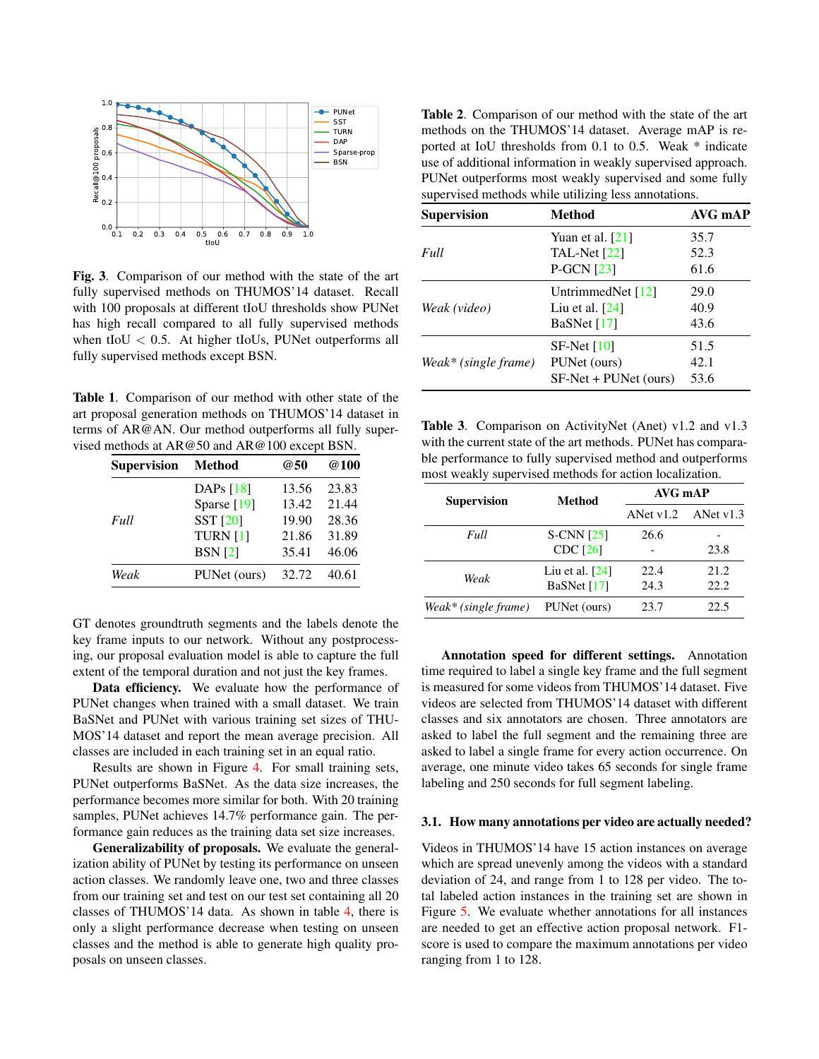**Fig. 3**. Comparison of our method with the state of the art fully supervised methods on THUMOS'14 dataset. Recall with 100 proposals at different tIoU thresholds show PUNet has high recall compared to all fully supervised methods when tIoU $< 0.5$. At higher tIoUs, PUNet outperforms all fully supervised methods except BSN.

**Table 1**. Comparison of our method with other state of the art proposal generation methods on THUMOS'14 dataset in terms of AR@AN. Our method outperforms all fully supervised methods at AR@50 and AR@100 except BSN.

| Supervision | Method | @50 | @100 |
|---|---|---|---|
| *Full* | DAPs [18] | 13.56 | 23.83 |
| | Sparse [19] | 13.42 | 21.44 |
| | SST [20] | 19.90 | 28.36 |
| | TURN [1] | 21.86 | 31.89 |
| | BSN [2] | 35.41 | 46.06 |
| *Weak* | PUNet (ours) | 32.72 | 40.61 |

GT denotes groundtruth segments and the labels denote the key frame inputs to our network. Without any postprocessing, our proposal evaluation model is able to capture the full extent of the temporal duration and not just the key frames.

**Data efficiency.** We evaluate how the performance of PUNet changes when trained with a small dataset. We train BaSNet and PUNet with various training set sizes of THUMOS'14 dataset and report the mean average precision. All classes are included in each training set in an equal ratio.

Results are shown in Figure 4. For small training sets, PUNet outperforms BaSNet. As the data size increases, the performance becomes more similar for both. With 20 training samples, PUNet achieves 14.7% performance gain. The performance gain reduces as the training data set size increases.

**Generalizability of proposals.** We evaluate the generalization ability of PUNet by testing its performance on unseen action classes. We randomly leave one, two and three classes from our training set and test on our test set containing all 20 classes of THUMOS'14 data. As shown in table 4, there is only a slight performance decrease when testing on unseen classes and the method is able to generate high quality proposals on unseen classes.

**Table 2**. Comparison of our method with the state of the art methods on the THUMOS'14 dataset. Average mAP is reported at IoU thresholds from 0.1 to 0.5. Weak * indicate use of additional information in weakly supervised approach. PUNet outperforms most weakly supervised and some fully supervised methods while utilizing less annotations.

| Supervision | Method | AVG mAP |
|---|---|---|
| *Full* | Yuan et al. [21] | 35.7 |
| | TAL-Net [22] | 52.3 |
| | P-GCN [23] | 61.6 |
| *Weak (video)* | UntrimmedNet [12] | 29.0 |
| | Liu et al. [24] | 40.9 |
| | BaSNet [17] | 43.6 |
| *Weak* (single frame)* | SF-Net [10] | 51.5 |
| | PUNet (ours) | 42.1 |
| | SF-Net + PUNet (ours) | 53.6 |

**Table 3**. Comparison on ActivityNet (Anet) v1.2 and v1.3 with the current state of the art methods. PUNet has comparable performance to fully supervised method and outperforms most weakly supervised methods for action localization.

| Supervision | Method | AVG mAP | |
|---|---|---|---|
| | | ANet v1.2 | ANet v1.3 |
| *Full* | S-CNN [25] | 26.6 | - |
| | CDC [26] | - | 23.8 |
| *Weak* | Liu et al. [24] | 22.4 | 21.2 |
| | BaSNet [17] | 24.3 | 22.2 |
| *Weak* (single frame)* | PUNet (ours) | 23.7 | 22.5 |

**Annotation speed for different settings.** Annotation time required to label a single key frame and the full segment is measured for some videos from THUMOS'14 dataset. Five videos are selected from THUMOS'14 dataset with different classes and six annotators are chosen. Three annotators are asked to label the full segment and the remaining three are asked to label a single frame for every action occurrence. On average, one minute video takes 65 seconds for single frame labeling and 250 seconds for full segment labeling.

### 3.1. How many annotations per video are actually needed?

Videos in THUMOS'14 have 15 action instances on average which are spread unevenly among the videos with a standard deviation of 24, and range from 1 to 128 per video. The total labeled action instances in the training set are shown in Figure 5. We evaluate whether annotations for all instances are needed to get an effective action proposal network. F1-score is used to compare the maximum annotations per video ranging from 1 to 128.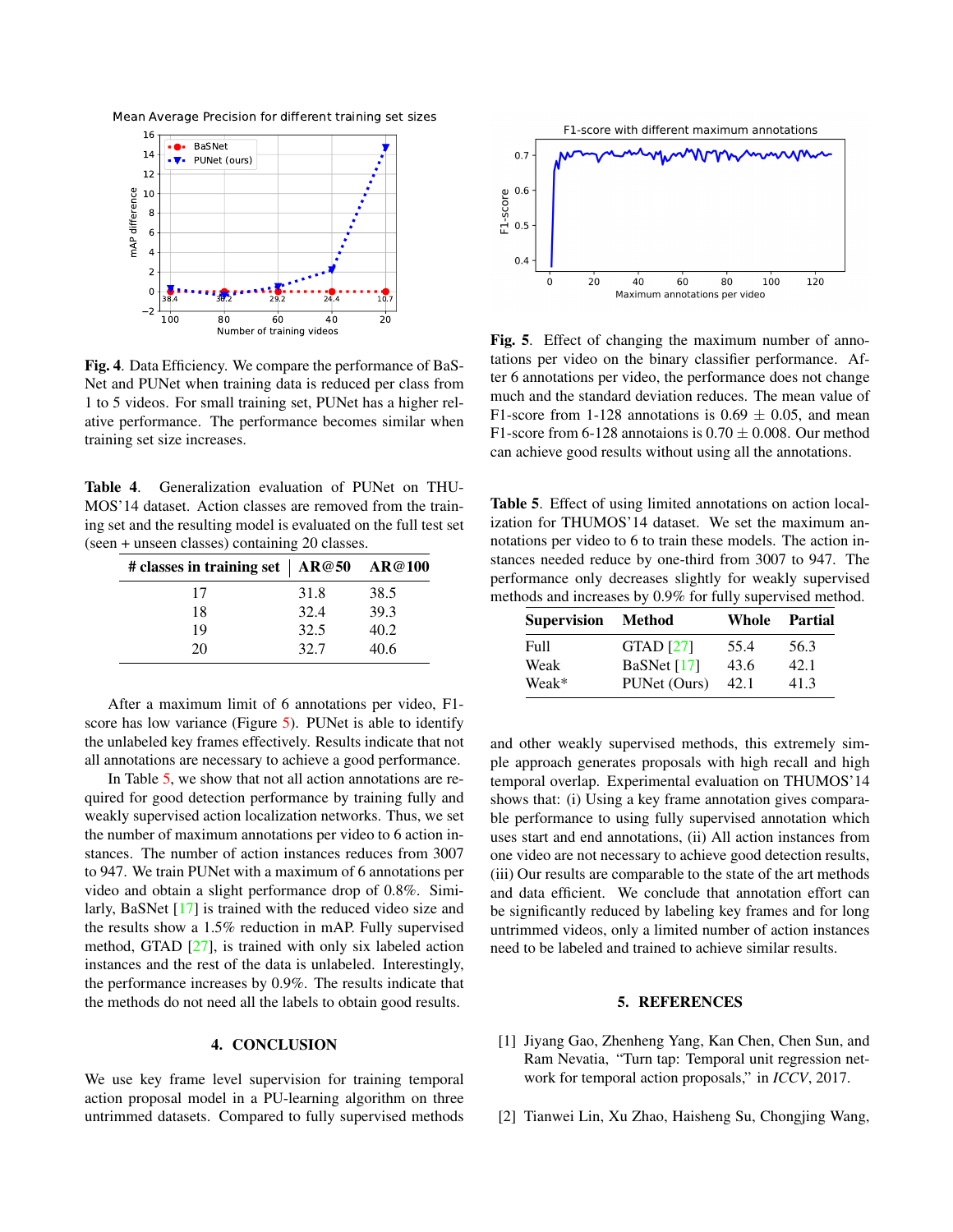**Fig. 4**. Data Efficiency. We compare the performance of BaSNet and PUNet when training data is reduced per class from 1 to 5 videos. For small training set, PUNet has a higher relative performance. The performance becomes similar when training set size increases.

**Table 4**. Generalization evaluation of PUNet on THUMOS'14 dataset. Action classes are removed from the training set and the resulting model is evaluated on the full test set (seen + unseen classes) containing 20 classes.

| # classes in training set | AR@50 | AR@100 |
|---|---|---|
| 17 | 31.8 | 38.5 |
| 18 | 32.4 | 39.3 |
| 19 | 32.5 | 40.2 |
| 20 | 32.7 | 40.6 |

After a maximum limit of 6 annotations per video, F1-score has low variance (Figure 5). PUNet is able to identify the unlabeled key frames effectively. Results indicate that not all annotations are necessary to achieve a good performance.

In Table 5, we show that not all action annotations are required for good detection performance by training fully and weakly supervised action localization networks. Thus, we set the number of maximum annotations per video to 6 action instances. The number of action instances reduces from 3007 to 947. We train PUNet with a maximum of 6 annotations per video and obtain a slight performance drop of 0.8%. Similarly, BaSNet [17] is trained with the reduced video size and the results show a 1.5% reduction in mAP. Fully supervised method, GTAD [27], is trained with only six labeled action instances and the rest of the data is unlabeled. Interestingly, the performance increases by 0.9%. The results indicate that the methods do not need all the labels to obtain good results.

## 4. CONCLUSION

We use key frame level supervision for training temporal action proposal model in a PU-learning algorithm on three untrimmed datasets. Compared to fully supervised methods and other weakly supervised methods, this extremely simple approach generates proposals with high recall and high temporal overlap. Experimental evaluation on THUMOS'14 shows that: (i) Using a key frame annotation gives comparable performance to using fully supervised annotation which uses start and end annotations, (ii) All action instances from one video are not necessary to achieve good detection results, (iii) Our results are comparable to the state of the art methods and data efficient. We conclude that annotation effort can be significantly reduced by labeling key frames and for long untrimmed videos, only a limited number of action instances need to be labeled and trained to achieve similar results.

**Fig. 5**. Effect of changing the maximum number of annotations per video on the binary classifier performance. After 6 annotations per video, the performance does not change much and the standard deviation reduces. The mean value of F1-score from 1-128 annotations is $0.69 \pm 0.05$, and mean F1-score from 6-128 annotaions is $0.70 \pm 0.008$. Our method can achieve good results without using all the annotations.

**Table 5**. Effect of using limited annotations on action localization for THUMOS'14 dataset. We set the maximum annotations per video to 6 to train these models. The action instances needed reduce by one-third from 3007 to 947. The performance only decreases slightly for weakly supervised methods and increases by 0.9% for fully supervised method.

| Supervision | Method | Whole | Partial |
|---|---|---|---|
| Full | GTAD [27] | 55.4 | 56.3 |
| Weak | BaSNet [17] | 43.6 | 42.1 |
| Weak* | PUNet (Ours) | 42.1 | 41.3 |

## 5. REFERENCES

[1] Jiyang Gao, Zhenheng Yang, Kan Chen, Chen Sun, and Ram Nevatia, "Turn tap: Temporal unit regression network for temporal action proposals," in *ICCV*, 2017.

[2] Tianwei Lin, Xu Zhao, Haisheng Su, Chongjing Wang,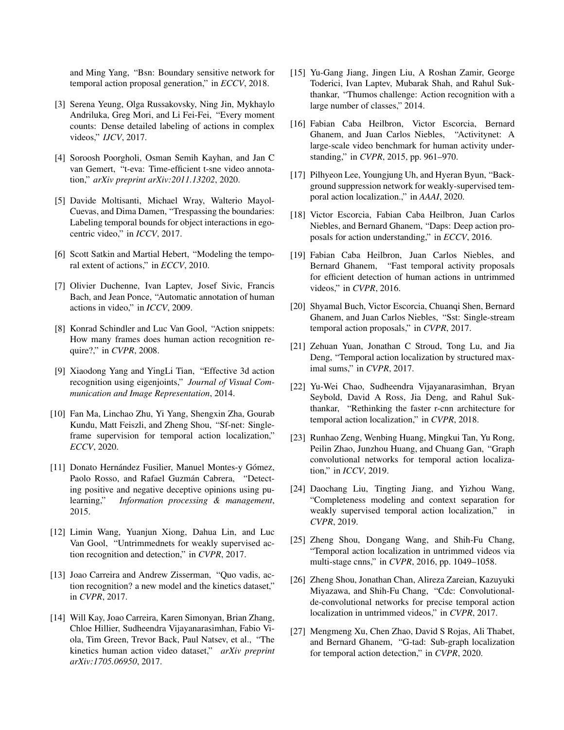and Ming Yang, "Bsn: Boundary sensitive network for temporal action proposal generation," in *ECCV*, 2018.

[3] Serena Yeung, Olga Russakovsky, Ning Jin, Mykhaylo Andriluka, Greg Mori, and Li Fei-Fei, "Every moment counts: Dense detailed labeling of actions in complex videos," *IJCV*, 2017.

[4] Soroosh Poorgholi, Osman Semih Kayhan, and Jan C van Gemert, "t-eva: Time-efficient t-sne video annotation," *arXiv preprint arXiv:2011.13202*, 2020.

[5] Davide Moltisanti, Michael Wray, Walterio Mayol-Cuevas, and Dima Damen, "Trespassing the boundaries: Labeling temporal bounds for object interactions in egocentric video," in *ICCV*, 2017.

[6] Scott Satkin and Martial Hebert, "Modeling the temporal extent of actions," in *ECCV*, 2010.

[7] Olivier Duchenne, Ivan Laptev, Josef Sivic, Francis Bach, and Jean Ponce, "Automatic annotation of human actions in video," in *ICCV*, 2009.

[8] Konrad Schindler and Luc Van Gool, "Action snippets: How many frames does human action recognition require?," in *CVPR*, 2008.

[9] Xiaodong Yang and YingLi Tian, "Effective 3d action recognition using eigenjoints," *Journal of Visual Communication and Image Representation*, 2014.

[10] Fan Ma, Linchao Zhu, Yi Yang, Shengxin Zha, Gourab Kundu, Matt Feiszli, and Zheng Shou, "Sf-net: Single-frame supervision for temporal action localization," *ECCV*, 2020.

[11] Donato Hernández Fusilier, Manuel Montes-y Gómez, Paolo Rosso, and Rafael Guzmán Cabrera, "Detecting positive and negative deceptive opinions using pu-learning," *Information processing & management*, 2015.

[12] Limin Wang, Yuanjun Xiong, Dahua Lin, and Luc Van Gool, "Untrimmednets for weakly supervised action recognition and detection," in *CVPR*, 2017.

[13] Joao Carreira and Andrew Zisserman, "Quo vadis, action recognition? a new model and the kinetics dataset," in *CVPR*, 2017.

[14] Will Kay, Joao Carreira, Karen Simonyan, Brian Zhang, Chloe Hillier, Sudheendra Vijayanarasimhan, Fabio Viola, Tim Green, Trevor Back, Paul Natsev, et al., "The kinetics human action video dataset," *arXiv preprint arXiv:1705.06950*, 2017.

[15] Yu-Gang Jiang, Jingen Liu, A Roshan Zamir, George Toderici, Ivan Laptev, Mubarak Shah, and Rahul Sukthankar, "Thumos challenge: Action recognition with a large number of classes," 2014.

[16] Fabian Caba Heilbron, Victor Escorcia, Bernard Ghanem, and Juan Carlos Niebles, "Activitynet: A large-scale video benchmark for human activity understanding," in *CVPR*, 2015, pp. 961–970.

[17] Pilhyeon Lee, Youngjung Uh, and Hyeran Byun, "Background suppression network for weakly-supervised temporal action localization.," in *AAAI*, 2020.

[18] Victor Escorcia, Fabian Caba Heilbron, Juan Carlos Niebles, and Bernard Ghanem, "Daps: Deep action proposals for action understanding," in *ECCV*, 2016.

[19] Fabian Caba Heilbron, Juan Carlos Niebles, and Bernard Ghanem, "Fast temporal activity proposals for efficient detection of human actions in untrimmed videos," in *CVPR*, 2016.

[20] Shyamal Buch, Victor Escorcia, Chuanqi Shen, Bernard Ghanem, and Juan Carlos Niebles, "Sst: Single-stream temporal action proposals," in *CVPR*, 2017.

[21] Zehuan Yuan, Jonathan C Stroud, Tong Lu, and Jia Deng, "Temporal action localization by structured maximal sums," in *CVPR*, 2017.

[22] Yu-Wei Chao, Sudheendra Vijayanarasimhan, Bryan Seybold, David A Ross, Jia Deng, and Rahul Sukthankar, "Rethinking the faster r-cnn architecture for temporal action localization," in *CVPR*, 2018.

[23] Runhao Zeng, Wenbing Huang, Mingkui Tan, Yu Rong, Peilin Zhao, Junzhou Huang, and Chuang Gan, "Graph convolutional networks for temporal action localization," in *ICCV*, 2019.

[24] Daochang Liu, Tingting Jiang, and Yizhou Wang, "Completeness modeling and context separation for weakly supervised temporal action localization," in *CVPR*, 2019.

[25] Zheng Shou, Dongang Wang, and Shih-Fu Chang, "Temporal action localization in untrimmed videos via multi-stage cnns," in *CVPR*, 2016, pp. 1049–1058.

[26] Zheng Shou, Jonathan Chan, Alireza Zareian, Kazuyuki Miyazawa, and Shih-Fu Chang, "Cdc: Convolutional-de-convolutional networks for precise temporal action localization in untrimmed videos," in *CVPR*, 2017.

[27] Mengmeng Xu, Chen Zhao, David S Rojas, Ali Thabet, and Bernard Ghanem, "G-tad: Sub-graph localization for temporal action detection," in *CVPR*, 2020.